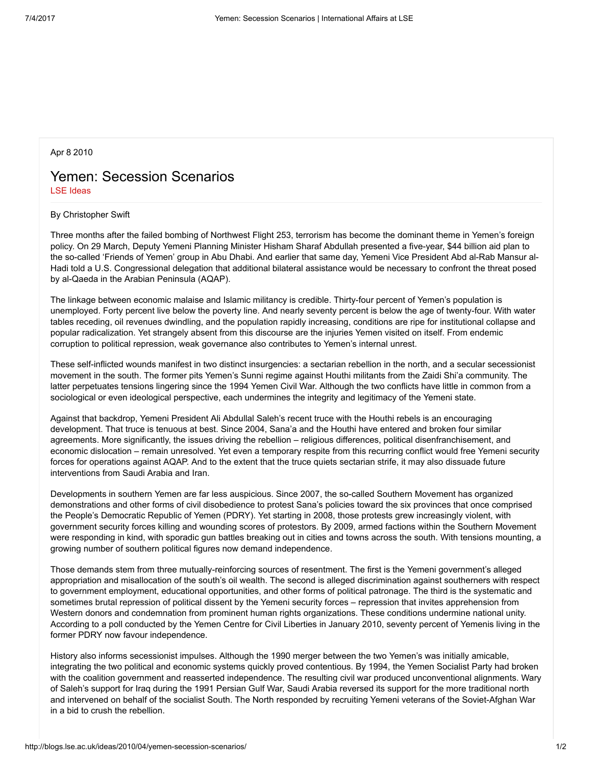Apr 8 2010

# Yemen: Secession Scenarios

LSE Ideas

By Christopher Swift

Three months after the failed bombing of Northwest Flight 253, terrorism has become the dominant theme in Yemen's foreign policy. On 29 March, Deputy Yemeni Planning Minister Hisham Sharaf Abdullah presented a five-year, $44 billion aid plan to the so-called 'Friends of Yemen' group in Abu Dhabi. And earlier that same day, Yemeni Vice President Abd al-Rab Mansur al-Hadi told a U.S. Congressional delegation that additional bilateral assistance would be necessary to confront the threat posed by al-Qaeda in the Arabian Peninsula (AQAP).

The linkage between economic malaise and Islamic militancy is credible. Thirty-four percent of Yemen's population is unemployed. Forty percent live below the poverty line. And nearly seventy percent is below the age of twenty-four. With water tables receding, oil revenues dwindling, and the population rapidly increasing, conditions are ripe for institutional collapse and popular radicalization. Yet strangely absent from this discourse are the injuries Yemen visited on itself. From endemic corruption to political repression, weak governance also contributes to Yemen's internal unrest.

These self-inflicted wounds manifest in two distinct insurgencies: a sectarian rebellion in the north, and a secular secessionist movement in the south. The former pits Yemen's Sunni regime against Houthi militants from the Zaidi Shi'a community. The latter perpetuates tensions lingering since the 1994 Yemen Civil War. Although the two conflicts have little in common from a sociological or even ideological perspective, each undermines the integrity and legitimacy of the Yemeni state.

Against that backdrop, Yemeni President Ali Abdullal Saleh's recent truce with the Houthi rebels is an encouraging development. That truce is tenuous at best. Since 2004, Sana'a and the Houthi have entered and broken four similar agreements. More significantly, the issues driving the rebellion – religious differences, political disenfranchisement, and economic dislocation – remain unresolved. Yet even a temporary respite from this recurring conflict would free Yemeni security forces for operations against AQAP. And to the extent that the truce quiets sectarian strife, it may also dissuade future interventions from Saudi Arabia and Iran.

Developments in southern Yemen are far less auspicious. Since 2007, the so-called Southern Movement has organized demonstrations and other forms of civil disobedience to protest Sana's policies toward the six provinces that once comprised the People's Democratic Republic of Yemen (PDRY). Yet starting in 2008, those protests grew increasingly violent, with government security forces killing and wounding scores of protestors. By 2009, armed factions within the Southern Movement were responding in kind, with sporadic gun battles breaking out in cities and towns across the south. With tensions mounting, a growing number of southern political figures now demand independence.

Those demands stem from three mutually-reinforcing sources of resentment. The first is the Yemeni government's alleged appropriation and misallocation of the south's oil wealth. The second is alleged discrimination against southerners with respect to government employment, educational opportunities, and other forms of political patronage. The third is the systematic and sometimes brutal repression of political dissent by the Yemeni security forces – repression that invites apprehension from Western donors and condemnation from prominent human rights organizations. These conditions undermine national unity. According to a poll conducted by the Yemen Centre for Civil Liberties in January 2010, seventy percent of Yemenis living in the former PDRY now favour independence.

History also informs secessionist impulses. Although the 1990 merger between the two Yemen's was initially amicable, integrating the two political and economic systems quickly proved contentious. By 1994, the Yemen Socialist Party had broken with the coalition government and reasserted independence. The resulting civil war produced unconventional alignments. Wary of Saleh's support for Iraq during the 1991 Persian Gulf War, Saudi Arabia reversed its support for the more traditional north and intervened on behalf of the socialist South. The North responded by recruiting Yemeni veterans of the Soviet-Afghan War in a bid to crush the rebellion.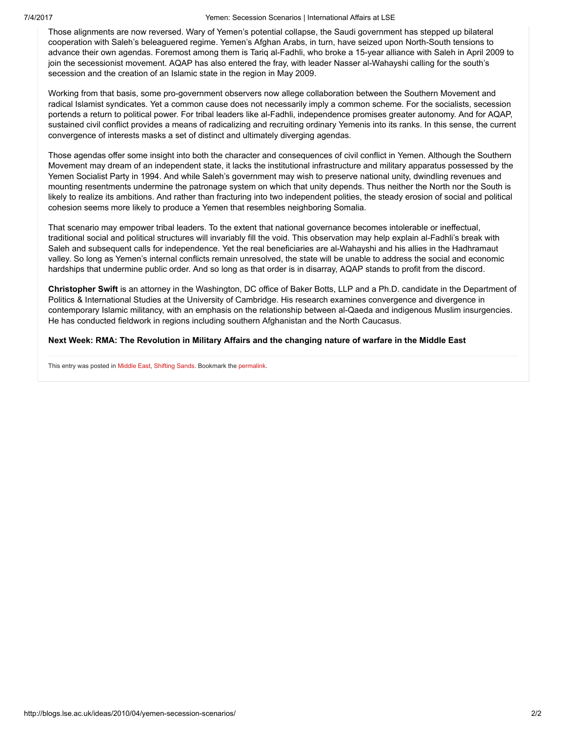Those alignments are now reversed. Wary of Yemen's potential collapse, the Saudi government has stepped up bilateral cooperation with Saleh's beleaguered regime. Yemen's Afghan Arabs, in turn, have seized upon North-South tensions to advance their own agendas. Foremost among them is Tariq al-Fadhli, who broke a 15-year alliance with Saleh in April 2009 to join the secessionist movement. AQAP has also entered the fray, with leader Nasser al-Wahayshi calling for the south's secession and the creation of an Islamic state in the region in May 2009.

Working from that basis, some pro-government observers now allege collaboration between the Southern Movement and radical Islamist syndicates. Yet a common cause does not necessarily imply a common scheme. For the socialists, secession portends a return to political power. For tribal leaders like al-Fadhli, independence promises greater autonomy. And for AQAP, sustained civil conflict provides a means of radicalizing and recruiting ordinary Yemenis into its ranks. In this sense, the current convergence of interests masks a set of distinct and ultimately diverging agendas.

Those agendas offer some insight into both the character and consequences of civil conflict in Yemen. Although the Southern Movement may dream of an independent state, it lacks the institutional infrastructure and military apparatus possessed by the Yemen Socialist Party in 1994. And while Saleh's government may wish to preserve national unity, dwindling revenues and mounting resentments undermine the patronage system on which that unity depends. Thus neither the North nor the South is likely to realize its ambitions. And rather than fracturing into two independent polities, the steady erosion of social and political cohesion seems more likely to produce a Yemen that resembles neighboring Somalia.

That scenario may empower tribal leaders. To the extent that national governance becomes intolerable or ineffectual, traditional social and political structures will invariably fill the void. This observation may help explain al-Fadhli's break with Saleh and subsequent calls for independence. Yet the real beneficiaries are al-Wahayshi and his allies in the Hadhramaut valley. So long as Yemen's internal conflicts remain unresolved, the state will be unable to address the social and economic hardships that undermine public order. And so long as that order is in disarray, AQAP stands to profit from the discord.

**Christopher Swift** is an attorney in the Washington, DC office of Baker Botts, LLP and a Ph.D. candidate in the Department of Politics & International Studies at the University of Cambridge. His research examines convergence and divergence in contemporary Islamic militancy, with an emphasis on the relationship between al-Qaeda and indigenous Muslim insurgencies. He has conducted fieldwork in regions including southern Afghanistan and the North Caucasus.

**Next Week: RMA: The Revolution in Military Affairs and the changing nature of warfare in the Middle East**

This entry was posted in Middle East, Shifting Sands. Bookmark the permalink.